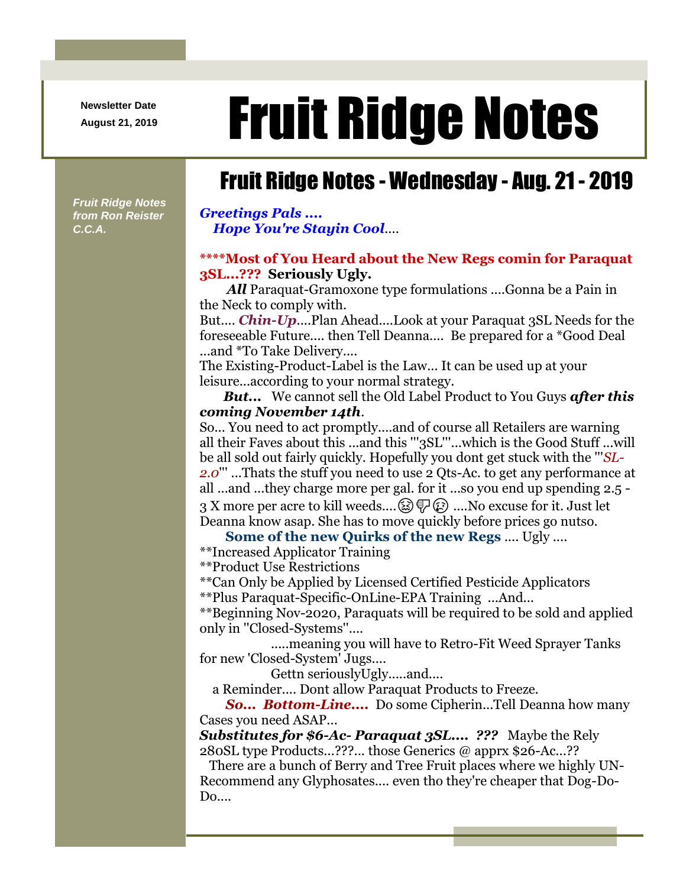Newsletter Date
August 21, 2019

# Fruit Ridge Notes

## Fruit Ridge Notes - Wednesday - Aug. 21 - 2019

*Fruit Ridge Notes from Ron Reister C.C.A.*

***Greetings Pals ....***
***Hope You're Stayin Cool....***

**\*\*\*\*Most of You Heard about the New Regs comin for Paraquat 3SL...??? Seriously Ugly.**

***All*** Paraquat-Gramoxone type formulations ....Gonna be a Pain in the Neck to comply with.

But.... ***Chin-Up****....*Plan Ahead....Look at your Paraquat 3SL Needs for the foreseeable Future.... then Tell Deanna.... Be prepared for a \*Good Deal ...and \*To Take Delivery....

The Existing-Product-Label is the Law... It can be used up at your leisure...according to your normal strategy.

***But...*** We cannot sell the Old Label Product to You Guys ***after this coming November 14th***.

So... You need to act promptly....and of course all Retailers are warning all their Faves about this ...and this '''3SL'''...which is the Good Stuff ...will be all sold out fairly quickly. Hopefully you dont get stuck with the '''*SL-2.0*''' ...Thats the stuff you need to use 2 Qts-Ac. to get any performance at all ...and ...they charge more per gal. for it ...so you end up spending 2.5 - 3 X more per acre to kill weeds....😖👎😢 ....No excuse for it. Just let Deanna know asap. She has to move quickly before prices go nutso.

**Some of the new Quirks of the new Regs** .... Ugly ....

\*\*Increased Applicator Training
\*\*Product Use Restrictions
\*\*Can Only be Applied by Licensed Certified Pesticide Applicators
\*\*Plus Paraquat-Specific-OnLine-EPA Training ...And...
\*\*Beginning Nov-2020, Paraquats will be required to be sold and applied only in "Closed-Systems"....

.....meaning you will have to Retro-Fit Weed Sprayer Tanks for new 'Closed-System' Jugs....

Gettn seriouslyUgly.....and....

a Reminder.... Dont allow Paraquat Products to Freeze.

***So... Bottom-Line....*** Do some Cipherin...Tell Deanna how many Cases you need ASAP...

***Substitutes for $6-Ac- Paraquat 3SL.... ???*** Maybe the Rely 280SL type Products...???... those Generics @ apprx $26-Ac...??

There are a bunch of Berry and Tree Fruit places where we highly UN-Recommend any Glyphosates.... even tho they're cheaper that Dog-Do-Do....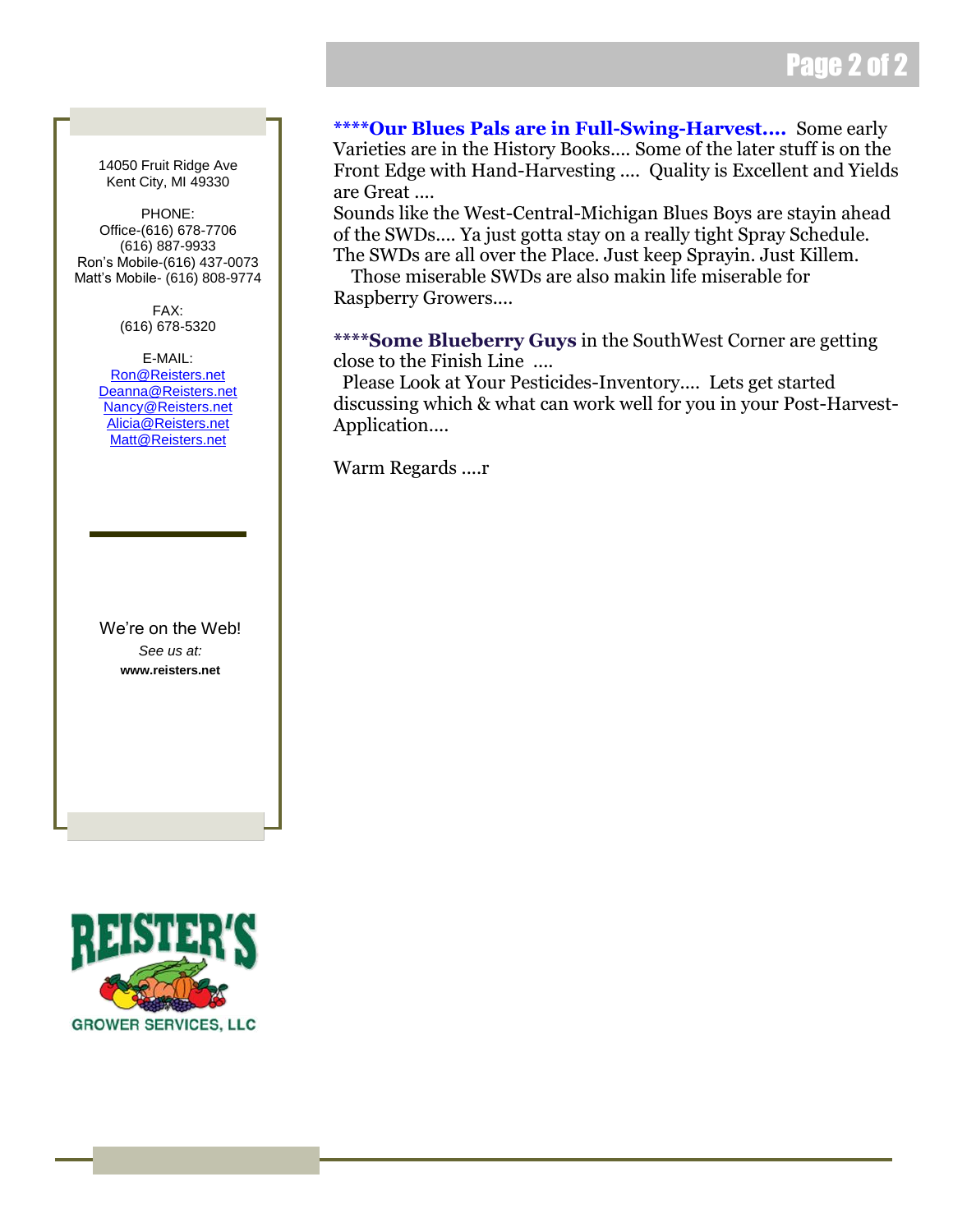14050 Fruit Ridge Ave
Kent City, MI 49330

PHONE:
Office-(616) 678-7706
(616) 887-9933
Ron's Mobile-(616) 437-0073
Matt's Mobile- (616) 808-9774

FAX:
(616) 678-5320

E-MAIL:
Ron@Reisters.net
Deanna@Reisters.net
Nancy@Reisters.net
Alicia@Reisters.net
Matt@Reisters.net

We're on the Web!
*See us at:*
**www.reisters.net**

REISTER'S
GROWER SERVICES, LLC

**\*\*\*\*Our Blues Pals are in Full-Swing-Harvest....** Some early Varieties are in the History Books.... Some of the later stuff is on the Front Edge with Hand-Harvesting .... Quality is Excellent and Yields are Great ....
Sounds like the West-Central-Michigan Blues Boys are stayin ahead of the SWDs.... Ya just gotta stay on a really tight Spray Schedule. The SWDs are all over the Place. Just keep Sprayin. Just Killem.
Those miserable SWDs are also makin life miserable for Raspberry Growers....

**\*\*\*\*Some Blueberry Guys** in the SouthWest Corner are getting close to the Finish Line ....
Please Look at Your Pesticides-Inventory.... Lets get started discussing which & what can work well for you in your Post-Harvest-Application....

Warm Regards ....r